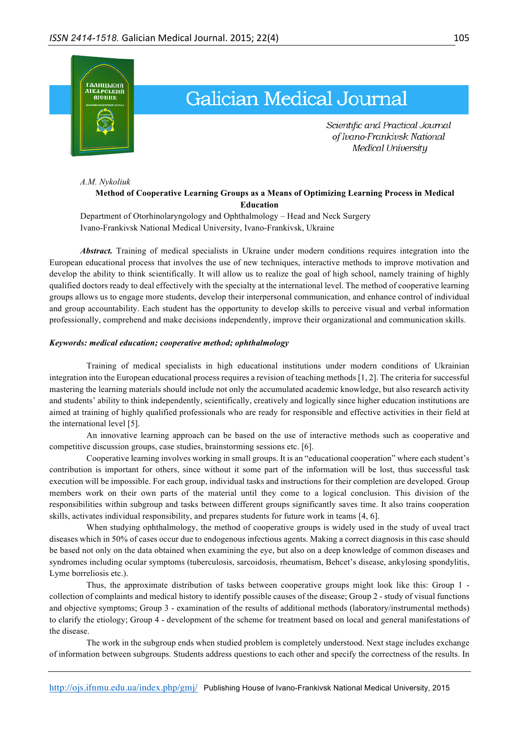A.M. Nykoliuk

## Method of Cooperative Learning Groups as a Means of Optimizing Learning Process in Medical Education

Department of Otorhinolaryngology and Ophthalmology – Head and Neck Surgery
Ivano-Frankivsk National Medical University, Ivano-Frankivsk, Ukraine

***Abstract.*** Training of medical specialists in Ukraine under modern conditions requires integration into the European educational process that involves the use of new techniques, interactive methods to improve motivation and develop the ability to think scientifically. It will allow us to realize the goal of high school, namely training of highly qualified doctors ready to deal effectively with the specialty at the international level. The method of cooperative learning groups allows us to engage more students, develop their interpersonal communication, and enhance control of individual and group accountability. Each student has the opportunity to develop skills to perceive visual and verbal information professionally, comprehend and make decisions independently, improve their organizational and communication skills.

***Keywords: medical education; cooperative method; ophthalmology***

Training of medical specialists in high educational institutions under modern conditions of Ukrainian integration into the European educational process requires a revision of teaching methods [1, 2]. The criteria for successful mastering the learning materials should include not only the accumulated academic knowledge, but also research activity and students' ability to think independently, scientifically, creatively and logically since higher education institutions are aimed at training of highly qualified professionals who are ready for responsible and effective activities in their field at the international level [5].

An innovative learning approach can be based on the use of interactive methods such as cooperative and competitive discussion groups, case studies, brainstorming sessions etc. [6].

Cooperative learning involves working in small groups. It is an "educational cooperation" where each student's contribution is important for others, since without it some part of the information will be lost, thus successful task execution will be impossible. For each group, individual tasks and instructions for their completion are developed. Group members work on their own parts of the material until they come to a logical conclusion. This division of the responsibilities within subgroup and tasks between different groups significantly saves time. It also trains cooperation skills, activates individual responsibility, and prepares students for future work in teams [4, 6].

When studying ophthalmology, the method of cooperative groups is widely used in the study of uveal tract diseases which in 50% of cases occur due to endogenous infectious agents. Making a correct diagnosis in this case should be based not only on the data obtained when examining the eye, but also on a deep knowledge of common diseases and syndromes including ocular symptoms (tuberculosis, sarcoidosis, rheumatism, Behcet's disease, ankylosing spondylitis, Lyme borreliosis etc.).

Thus, the approximate distribution of tasks between cooperative groups might look like this: Group 1 - collection of complaints and medical history to identify possible causes of the disease; Group 2 - study of visual functions and objective symptoms; Group 3 - examination of the results of additional methods (laboratory/instrumental methods) to clarify the etiology; Group 4 - development of the scheme for treatment based on local and general manifestations of the disease.

The work in the subgroup ends when studied problem is completely understood. Next stage includes exchange of information between subgroups. Students address questions to each other and specify the correctness of the results. In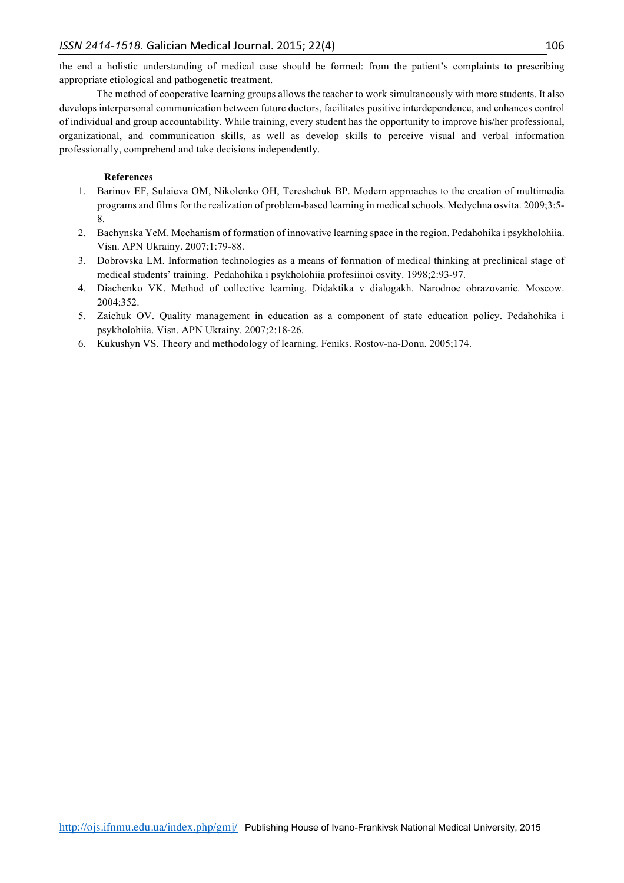the end a holistic understanding of medical case should be formed: from the patient's complaints to prescribing appropriate etiological and pathogenetic treatment.

The method of cooperative learning groups allows the teacher to work simultaneously with more students. It also develops interpersonal communication between future doctors, facilitates positive interdependence, and enhances control of individual and group accountability. While training, every student has the opportunity to improve his/her professional, organizational, and communication skills, as well as develop skills to perceive visual and verbal information professionally, comprehend and take decisions independently.

**References**

1. Barinov EF, Sulaieva OM, Nikolenko OH, Tereshchuk BP. Modern approaches to the creation of multimedia programs and films for the realization of problem-based learning in medical schools. Medychna osvita. 2009;3:5-8.
2. Bachynska YeM. Mechanism of formation of innovative learning space in the region. Pedahohika i psykholohiia. Visn. APN Ukrainy. 2007;1:79-88.
3. Dobrovska LM. Information technologies as a means of formation of medical thinking at preclinical stage of medical students' training. Pedahohika i psykholohiia profesiinoi osvity. 1998;2:93-97.
4. Diachenko VK. Method of collective learning. Didaktika v dialogakh. Narodnoe obrazovanie. Moscow. 2004;352.
5. Zaichuk OV. Quality management in education as a component of state education policy. Pedahohika i psykholohiia. Visn. APN Ukrainy. 2007;2:18-26.
6. Kukushyn VS. Theory and methodology of learning. Feniks. Rostov-na-Donu. 2005;174.